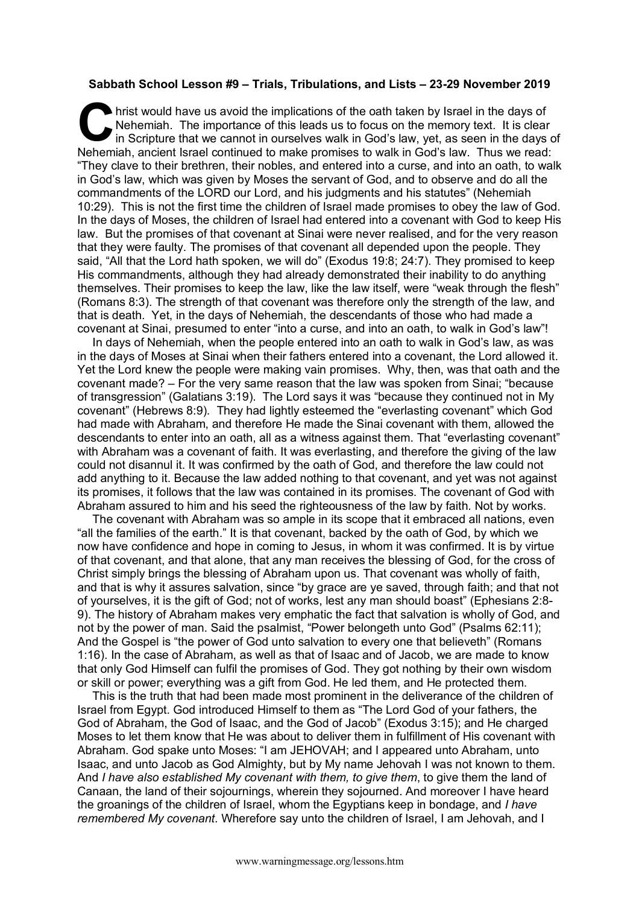**Sabbath School Lesson #9 – Trials, Tribulations, and Lists – 23-29 November 2019**

Christ would have us avoid the implications of the oath taken by Israel in the days of Nehemiah. The importance of this leads us to focus on the memory text. It is clear in Scripture that we cannot in ourselves walk in God's law, yet, as seen in the days of Nehemiah, ancient Israel continued to make promises to walk in God's law. Thus we read: "They clave to their brethren, their nobles, and entered into a curse, and into an oath, to walk in God's law, which was given by Moses the servant of God, and to observe and do all the commandments of the LORD our Lord, and his judgments and his statutes" (Nehemiah 10:29). This is not the first time the children of Israel made promises to obey the law of God. In the days of Moses, the children of Israel had entered into a covenant with God to keep His law. But the promises of that covenant at Sinai were never realised, and for the very reason that they were faulty. The promises of that covenant all depended upon the people. They said, "All that the Lord hath spoken, we will do" (Exodus 19:8; 24:7). They promised to keep His commandments, although they had already demonstrated their inability to do anything themselves. Their promises to keep the law, like the law itself, were "weak through the flesh" (Romans 8:3). The strength of that covenant was therefore only the strength of the law, and that is death. Yet, in the days of Nehemiah, the descendants of those who had made a covenant at Sinai, presumed to enter "into a curse, and into an oath, to walk in God's law"!

In days of Nehemiah, when the people entered into an oath to walk in God's law, as was in the days of Moses at Sinai when their fathers entered into a covenant, the Lord allowed it. Yet the Lord knew the people were making vain promises. Why, then, was that oath and the covenant made? – For the very same reason that the law was spoken from Sinai; "because of transgression" (Galatians 3:19). The Lord says it was "because they continued not in My covenant" (Hebrews 8:9). They had lightly esteemed the "everlasting covenant" which God had made with Abraham, and therefore He made the Sinai covenant with them, allowed the descendants to enter into an oath, all as a witness against them. That "everlasting covenant" with Abraham was a covenant of faith. It was everlasting, and therefore the giving of the law could not disannul it. It was confirmed by the oath of God, and therefore the law could not add anything to it. Because the law added nothing to that covenant, and yet was not against its promises, it follows that the law was contained in its promises. The covenant of God with Abraham assured to him and his seed the righteousness of the law by faith. Not by works.

The covenant with Abraham was so ample in its scope that it embraced all nations, even "all the families of the earth." It is that covenant, backed by the oath of God, by which we now have confidence and hope in coming to Jesus, in whom it was confirmed. It is by virtue of that covenant, and that alone, that any man receives the blessing of God, for the cross of Christ simply brings the blessing of Abraham upon us. That covenant was wholly of faith, and that is why it assures salvation, since "by grace are ye saved, through faith; and that not of yourselves, it is the gift of God; not of works, lest any man should boast" (Ephesians 2:8-9). The history of Abraham makes very emphatic the fact that salvation is wholly of God, and not by the power of man. Said the psalmist, "Power belongeth unto God" (Psalms 62:11); And the Gospel is "the power of God unto salvation to every one that believeth" (Romans 1:16). In the case of Abraham, as well as that of Isaac and of Jacob, we are made to know that only God Himself can fulfil the promises of God. They got nothing by their own wisdom or skill or power; everything was a gift from God. He led them, and He protected them.

This is the truth that had been made most prominent in the deliverance of the children of Israel from Egypt. God introduced Himself to them as "The Lord God of your fathers, the God of Abraham, the God of Isaac, and the God of Jacob" (Exodus 3:15); and He charged Moses to let them know that He was about to deliver them in fulfillment of His covenant with Abraham. God spake unto Moses: "I am JEHOVAH; and I appeared unto Abraham, unto Isaac, and unto Jacob as God Almighty, but by My name Jehovah I was not known to them. And *I have also established My covenant with them, to give them*, to give them the land of Canaan, the land of their sojournings, wherein they sojourned. And moreover I have heard the groanings of the children of Israel, whom the Egyptians keep in bondage, and *I have remembered My covenant*. Wherefore say unto the children of Israel, I am Jehovah, and I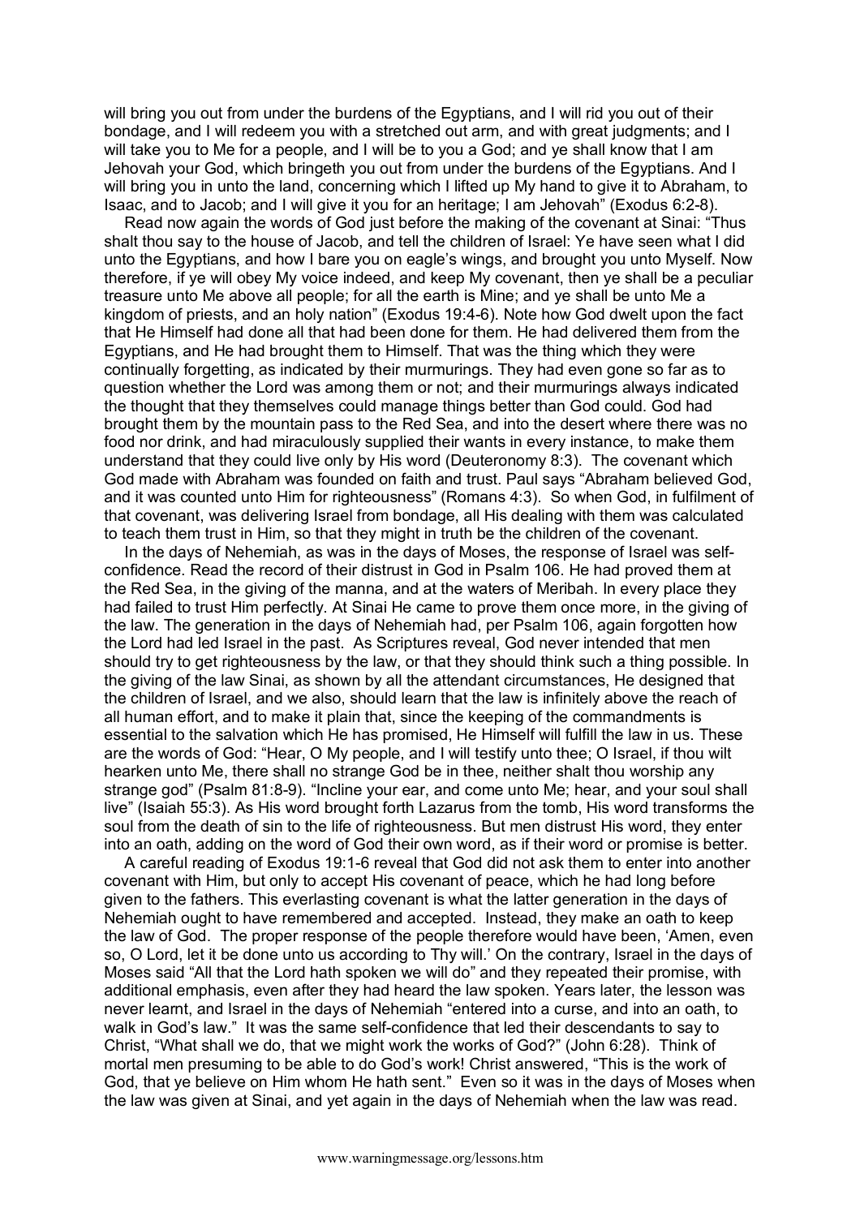will bring you out from under the burdens of the Egyptians, and I will rid you out of their bondage, and I will redeem you with a stretched out arm, and with great judgments; and I will take you to Me for a people, and I will be to you a God; and ye shall know that I am Jehovah your God, which bringeth you out from under the burdens of the Egyptians. And I will bring you in unto the land, concerning which I lifted up My hand to give it to Abraham, to Isaac, and to Jacob; and I will give it you for an heritage; I am Jehovah" (Exodus 6:2-8).

Read now again the words of God just before the making of the covenant at Sinai: "Thus shalt thou say to the house of Jacob, and tell the children of Israel: Ye have seen what I did unto the Egyptians, and how I bare you on eagle's wings, and brought you unto Myself. Now therefore, if ye will obey My voice indeed, and keep My covenant, then ye shall be a peculiar treasure unto Me above all people; for all the earth is Mine; and ye shall be unto Me a kingdom of priests, and an holy nation" (Exodus 19:4-6). Note how God dwelt upon the fact that He Himself had done all that had been done for them. He had delivered them from the Egyptians, and He had brought them to Himself. That was the thing which they were continually forgetting, as indicated by their murmurings. They had even gone so far as to question whether the Lord was among them or not; and their murmurings always indicated the thought that they themselves could manage things better than God could. God had brought them by the mountain pass to the Red Sea, and into the desert where there was no food nor drink, and had miraculously supplied their wants in every instance, to make them understand that they could live only by His word (Deuteronomy 8:3). The covenant which God made with Abraham was founded on faith and trust. Paul says "Abraham believed God, and it was counted unto Him for righteousness" (Romans 4:3). So when God, in fulfilment of that covenant, was delivering Israel from bondage, all His dealing with them was calculated to teach them trust in Him, so that they might in truth be the children of the covenant.

In the days of Nehemiah, as was in the days of Moses, the response of Israel was self-confidence. Read the record of their distrust in God in Psalm 106. He had proved them at the Red Sea, in the giving of the manna, and at the waters of Meribah. In every place they had failed to trust Him perfectly. At Sinai He came to prove them once more, in the giving of the law. The generation in the days of Nehemiah had, per Psalm 106, again forgotten how the Lord had led Israel in the past. As Scriptures reveal, God never intended that men should try to get righteousness by the law, or that they should think such a thing possible. In the giving of the law Sinai, as shown by all the attendant circumstances, He designed that the children of Israel, and we also, should learn that the law is infinitely above the reach of all human effort, and to make it plain that, since the keeping of the commandments is essential to the salvation which He has promised, He Himself will fulfill the law in us. These are the words of God: "Hear, O My people, and I will testify unto thee; O Israel, if thou wilt hearken unto Me, there shall no strange God be in thee, neither shalt thou worship any strange god" (Psalm 81:8-9). "Incline your ear, and come unto Me; hear, and your soul shall live" (Isaiah 55:3). As His word brought forth Lazarus from the tomb, His word transforms the soul from the death of sin to the life of righteousness. But men distrust His word, they enter into an oath, adding on the word of God their own word, as if their word or promise is better.

A careful reading of Exodus 19:1-6 reveal that God did not ask them to enter into another covenant with Him, but only to accept His covenant of peace, which he had long before given to the fathers. This everlasting covenant is what the latter generation in the days of Nehemiah ought to have remembered and accepted. Instead, they make an oath to keep the law of God. The proper response of the people therefore would have been, 'Amen, even so, O Lord, let it be done unto us according to Thy will.' On the contrary, Israel in the days of Moses said "All that the Lord hath spoken we will do" and they repeated their promise, with additional emphasis, even after they had heard the law spoken. Years later, the lesson was never learnt, and Israel in the days of Nehemiah "entered into a curse, and into an oath, to walk in God's law." It was the same self-confidence that led their descendants to say to Christ, "What shall we do, that we might work the works of God?" (John 6:28). Think of mortal men presuming to be able to do God's work! Christ answered, "This is the work of God, that ye believe on Him whom He hath sent." Even so it was in the days of Moses when the law was given at Sinai, and yet again in the days of Nehemiah when the law was read.

www.warningmessage.org/lessons.htm